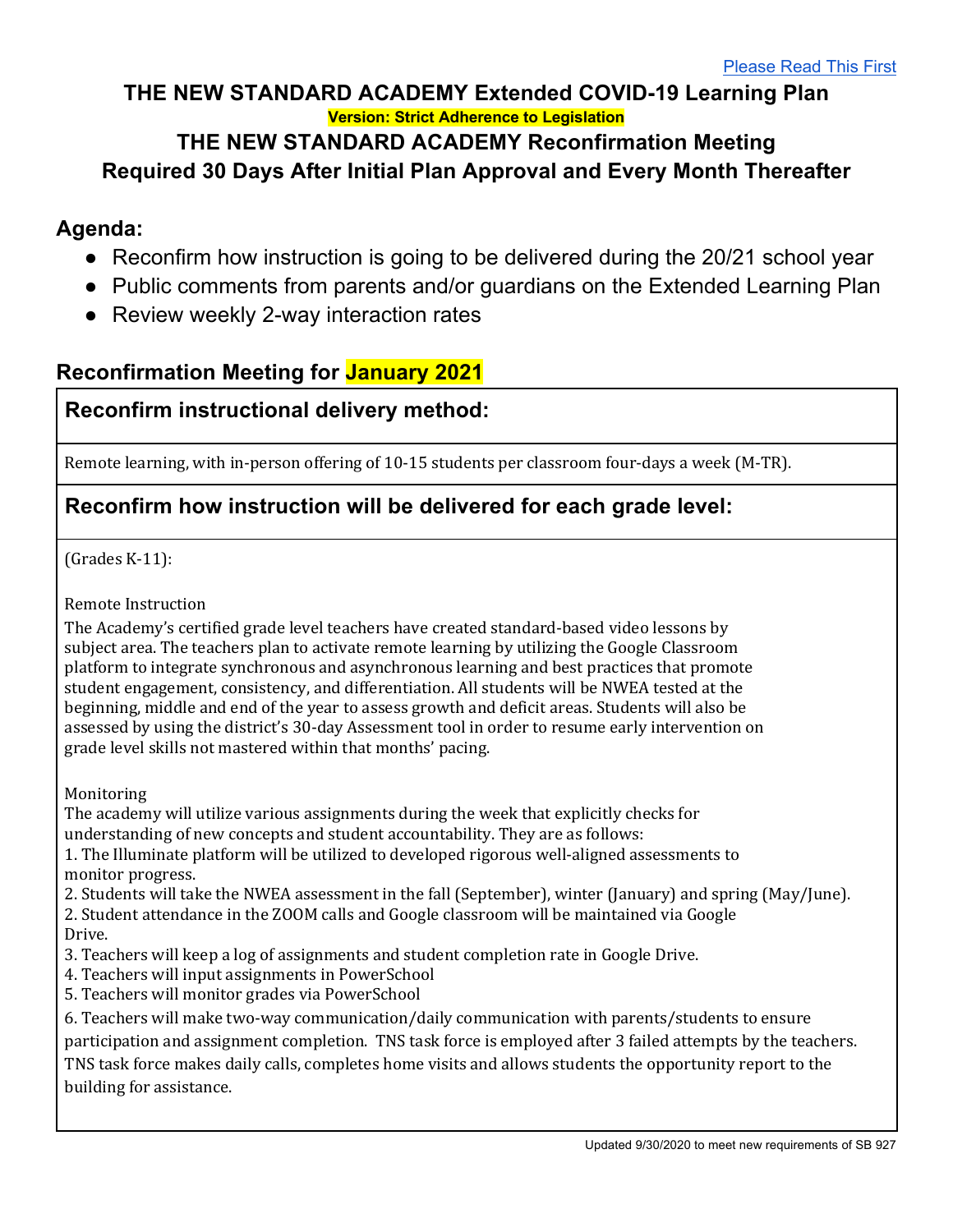[Please Read This First]

# THE NEW STANDARD ACADEMY Extended COVID-19 Learning Plan

**Version: Strict Adherence to Legislation**

## THE NEW STANDARD ACADEMY Reconfirmation Meeting
## Required 30 Days After Initial Plan Approval and Every Month Thereafter

### Agenda:

- Reconfirm how instruction is going to be delivered during the 20/21 school year
- Public comments from parents and/or guardians on the Extended Learning Plan
- Review weekly 2-way interaction rates

### Reconfirmation Meeting for January 2021

#### Reconfirm instructional delivery method:

Remote learning, with in-person offering of 10-15 students per classroom four-days a week (M-TR).

#### Reconfirm how instruction will be delivered for each grade level:

(Grades K-11):

Remote Instruction

The Academy's certified grade level teachers have created standard-based video lessons by subject area. The teachers plan to activate remote learning by utilizing the Google Classroom platform to integrate synchronous and asynchronous learning and best practices that promote student engagement, consistency, and differentiation. All students will be NWEA tested at the beginning, middle and end of the year to assess growth and deficit areas. Students will also be assessed by using the district's 30-day Assessment tool in order to resume early intervention on grade level skills not mastered within that months' pacing.

Monitoring

The academy will utilize various assignments during the week that explicitly checks for understanding of new concepts and student accountability. They are as follows:

1. The Illuminate platform will be utilized to developed rigorous well-aligned assessments to monitor progress.
2. Students will take the NWEA assessment in the fall (September), winter (January) and spring (May/June).
2. Student attendance in the ZOOM calls and Google classroom will be maintained via Google Drive.
3. Teachers will keep a log of assignments and student completion rate in Google Drive.
4. Teachers will input assignments in PowerSchool
5. Teachers will monitor grades via PowerSchool
6. Teachers will make two-way communication/daily communication with parents/students to ensure participation and assignment completion. TNS task force is employed after 3 failed attempts by the teachers. TNS task force makes daily calls, completes home visits and allows students the opportunity report to the building for assistance.

Updated 9/30/2020 to meet new requirements of SB 927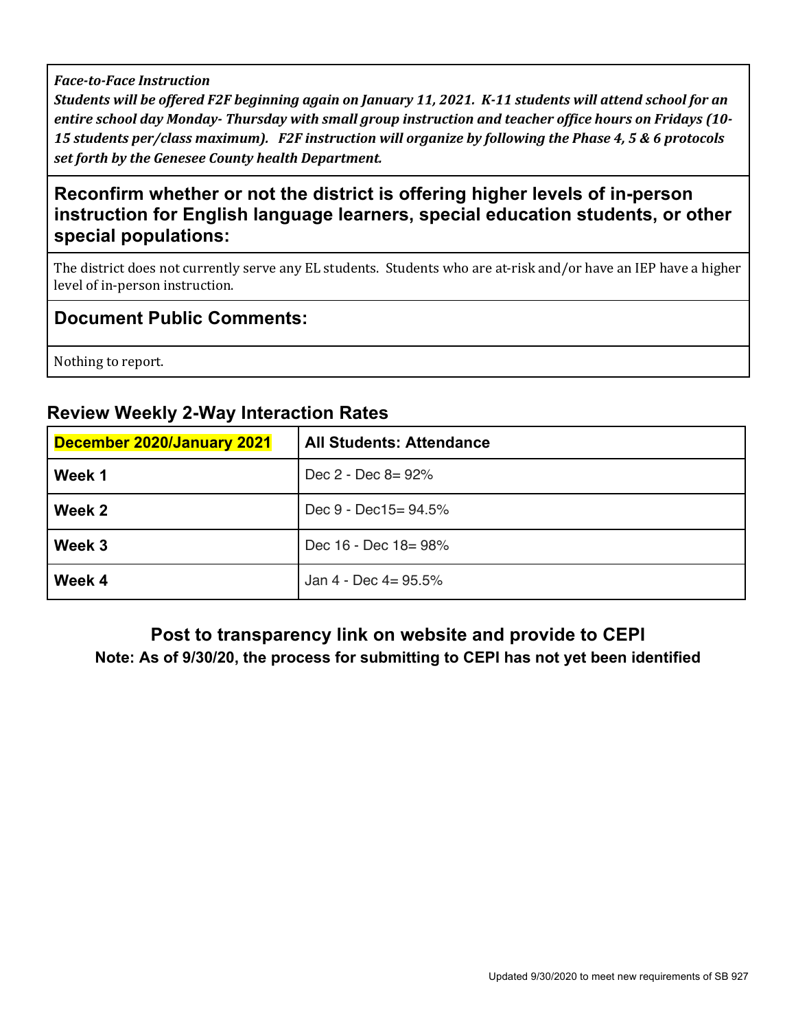***Face-to-Face Instruction***

***Students will be offered F2F beginning again on January 11, 2021. K-11 students will attend school for an entire school day Monday- Thursday with small group instruction and teacher office hours on Fridays (10-15 students per/class maximum). F2F instruction will organize by following the Phase 4, 5 & 6 protocols set forth by the Genesee County health Department.***

## Reconfirm whether or not the district is offering higher levels of in-person instruction for English language learners, special education students, or other special populations:

The district does not currently serve any EL students. Students who are at-risk and/or have an IEP have a higher level of in-person instruction.

## Document Public Comments:

Nothing to report.

## Review Weekly 2-Way Interaction Rates

| December 2020/January 2021 | All Students: Attendance |
|---|---|
| **Week 1** | Dec 2 - Dec 8= 92% |
| **Week 2** | Dec 9 - Dec15= 94.5% |
| **Week 3** | Dec 16 - Dec 18= 98% |
| **Week 4** | Jan 4 - Dec 4= 95.5% |

## Post to transparency link on website and provide to CEPI

**Note: As of 9/30/20, the process for submitting to CEPI has not yet been identified**

Updated 9/30/2020 to meet new requirements of SB 927